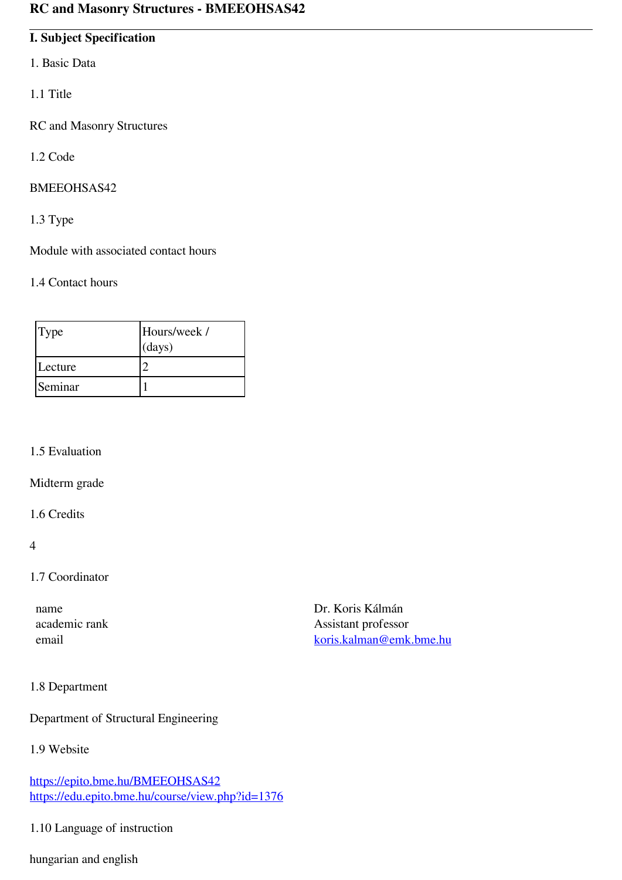# RC and Masonry Structures - BMEEOHSAS42

## I. Subject Specification

1. Basic Data

1.1 Title

RC and Masonry Structures

1.2 Code

BMEEOHSAS42

1.3 Type

Module with associated contact hours

1.4 Contact hours

| Type | Hours/week / (days) |
|---|---|
| Lecture | 2 |
| Seminar | 1 |

1.5 Evaluation

Midterm grade

1.6 Credits

4

1.7 Coordinator

| | |
|---|---|
| name | Dr. Koris Kálmán |
| academic rank | Assistant professor |
| email | koris.kalman@emk.bme.hu |

1.8 Department

Department of Structural Engineering

1.9 Website

https://epito.bme.hu/BMEEOHSAS42
https://edu.epito.bme.hu/course/view.php?id=1376

1.10 Language of instruction

hungarian and english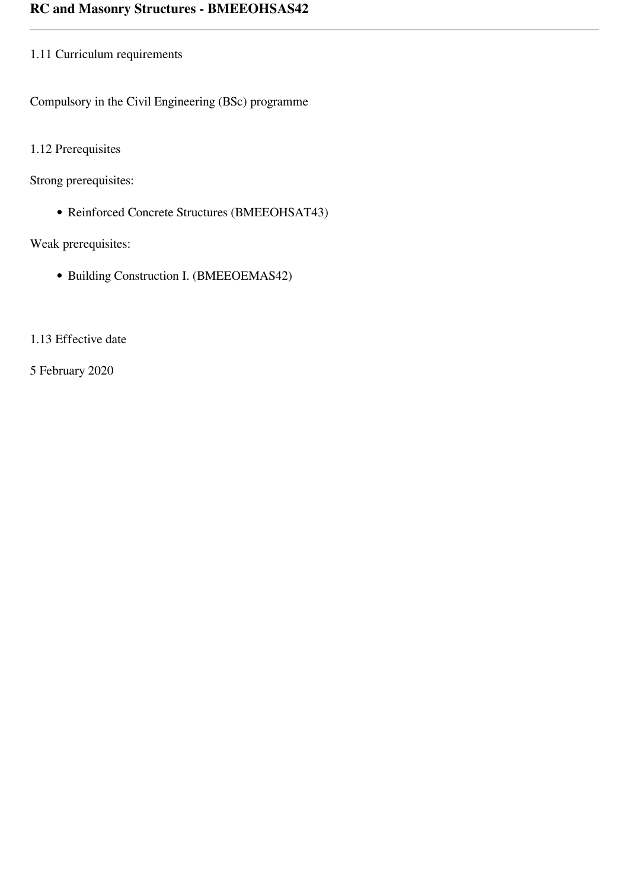1.11 Curriculum requirements

Compulsory in the Civil Engineering (BSc) programme

1.12 Prerequisites

Strong prerequisites:

- Reinforced Concrete Structures (BMEEOHSAT43)

Weak prerequisites:

- Building Construction I. (BMEEOEMAS42)

1.13 Effective date

5 February 2020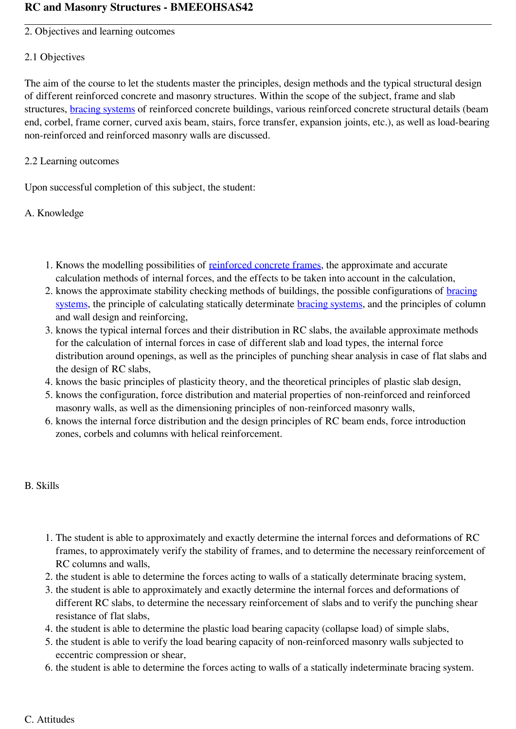2. Objectives and learning outcomes

2.1 Objectives

The aim of the course to let the students master the principles, design methods and the typical structural design of different reinforced concrete and masonry structures. Within the scope of the subject, frame and slab structures, bracing systems of reinforced concrete buildings, various reinforced concrete structural details (beam end, corbel, frame corner, curved axis beam, stairs, force transfer, expansion joints, etc.), as well as load-bearing non-reinforced and reinforced masonry walls are discussed.

2.2 Learning outcomes

Upon successful completion of this subject, the student:

A. Knowledge

1. Knows the modelling possibilities of reinforced concrete frames, the approximate and accurate calculation methods of internal forces, and the effects to be taken into account in the calculation,
2. knows the approximate stability checking methods of buildings, the possible configurations of bracing systems, the principle of calculating statically determinate bracing systems, and the principles of column and wall design and reinforcing,
3. knows the typical internal forces and their distribution in RC slabs, the available approximate methods for the calculation of internal forces in case of different slab and load types, the internal force distribution around openings, as well as the principles of punching shear analysis in case of flat slabs and the design of RC slabs,
4. knows the basic principles of plasticity theory, and the theoretical principles of plastic slab design,
5. knows the configuration, force distribution and material properties of non-reinforced and reinforced masonry walls, as well as the dimensioning principles of non-reinforced masonry walls,
6. knows the internal force distribution and the design principles of RC beam ends, force introduction zones, corbels and columns with helical reinforcement.

B. Skills

1. The student is able to approximately and exactly determine the internal forces and deformations of RC frames, to approximately verify the stability of frames, and to determine the necessary reinforcement of RC columns and walls,
2. the student is able to determine the forces acting to walls of a statically determinate bracing system,
3. the student is able to approximately and exactly determine the internal forces and deformations of different RC slabs, to determine the necessary reinforcement of slabs and to verify the punching shear resistance of flat slabs,
4. the student is able to determine the plastic load bearing capacity (collapse load) of simple slabs,
5. the student is able to verify the load bearing capacity of non-reinforced masonry walls subjected to eccentric compression or shear,
6. the student is able to determine the forces acting to walls of a statically indeterminate bracing system.

C. Attitudes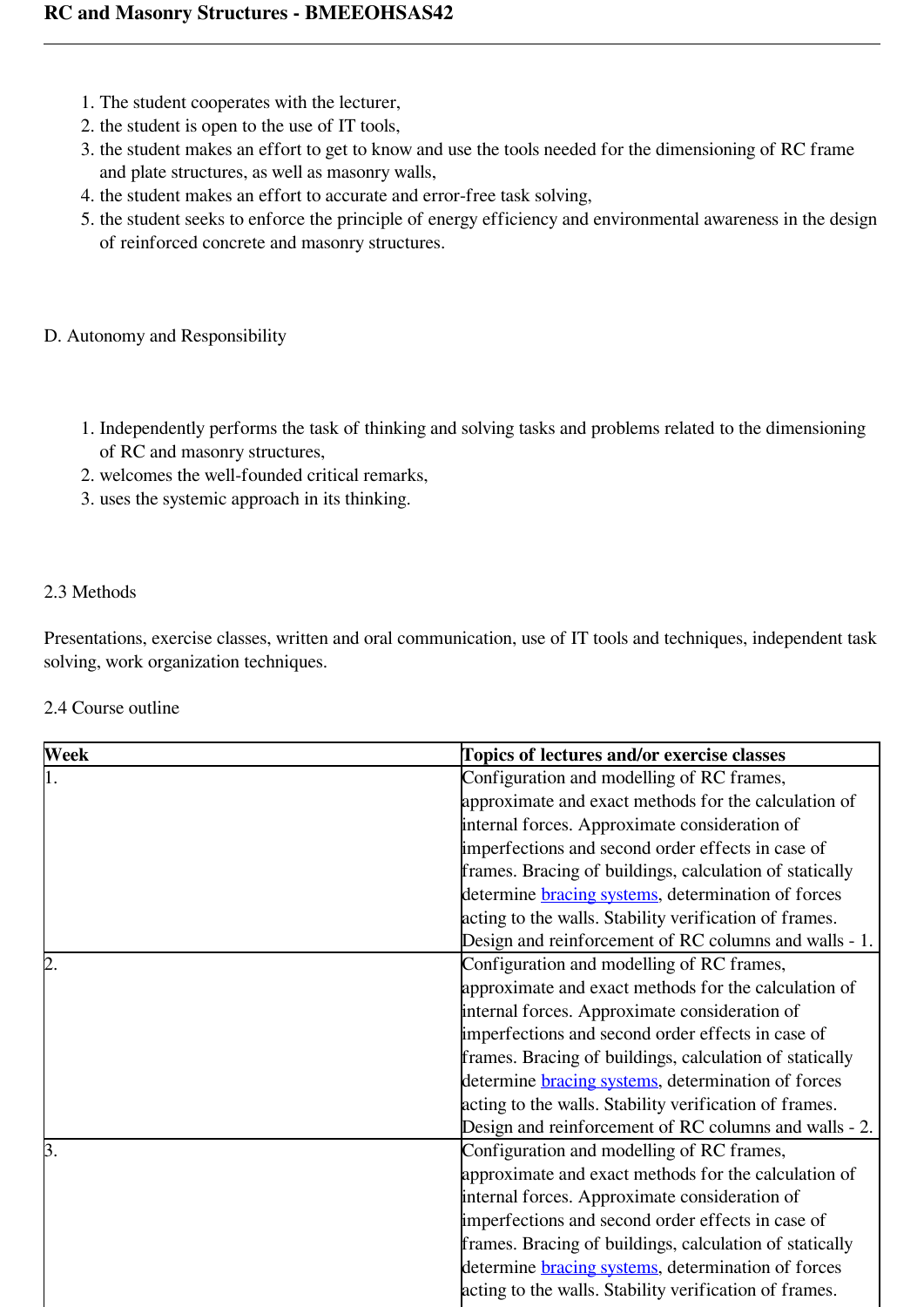1. The student cooperates with the lecturer,
2. the student is open to the use of IT tools,
3. the student makes an effort to get to know and use the tools needed for the dimensioning of RC frame and plate structures, as well as masonry walls,
4. the student makes an effort to accurate and error-free task solving,
5. the student seeks to enforce the principle of energy efficiency and environmental awareness in the design of reinforced concrete and masonry structures.

D. Autonomy and Responsibility

1. Independently performs the task of thinking and solving tasks and problems related to the dimensioning of RC and masonry structures,
2. welcomes the well-founded critical remarks,
3. uses the systemic approach in its thinking.

2.3 Methods

Presentations, exercise classes, written and oral communication, use of IT tools and techniques, independent task solving, work organization techniques.

2.4 Course outline

| Week | Topics of lectures and/or exercise classes |
|---|---|
| 1. | Configuration and modelling of RC frames, approximate and exact methods for the calculation of internal forces. Approximate consideration of imperfections and second order effects in case of frames. Bracing of buildings, calculation of statically determine bracing systems, determination of forces acting to the walls. Stability verification of frames. Design and reinforcement of RC columns and walls - 1. |
| 2. | Configuration and modelling of RC frames, approximate and exact methods for the calculation of internal forces. Approximate consideration of imperfections and second order effects in case of frames. Bracing of buildings, calculation of statically determine bracing systems, determination of forces acting to the walls. Stability verification of frames. Design and reinforcement of RC columns and walls - 2. |
| 3. | Configuration and modelling of RC frames, approximate and exact methods for the calculation of internal forces. Approximate consideration of imperfections and second order effects in case of frames. Bracing of buildings, calculation of statically determine bracing systems, determination of forces acting to the walls. Stability verification of frames. |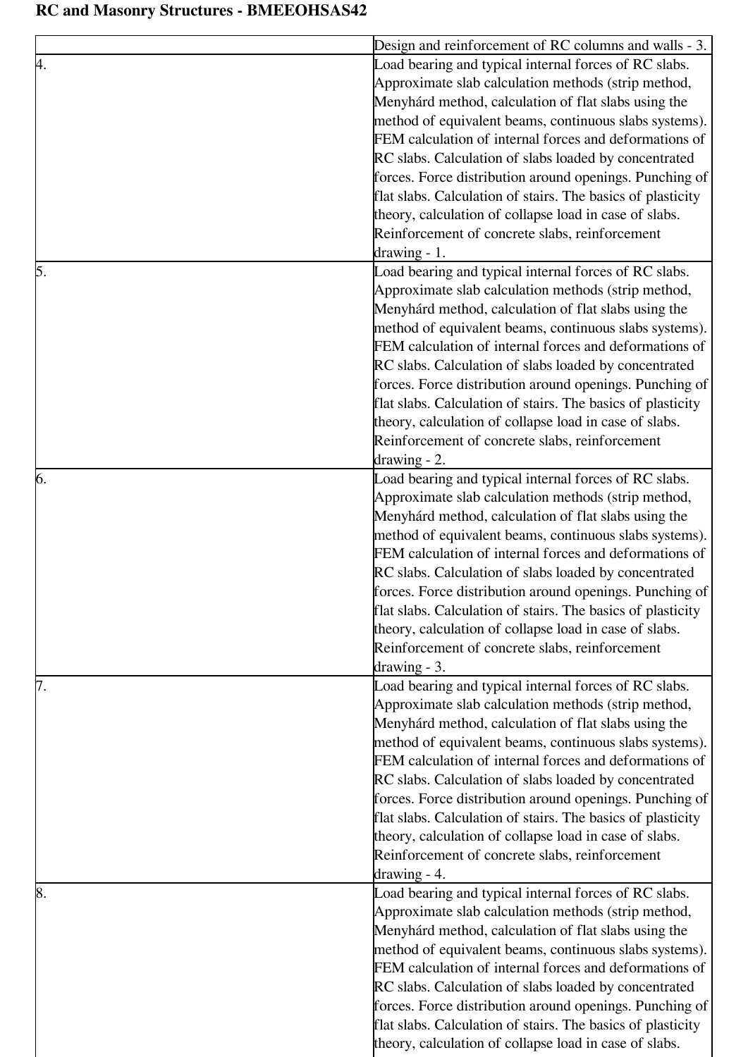**RC and Masonry Structures - BMEEOHSAS42**

| | |
|---|---|
| | Design and reinforcement of RC columns and walls - 3. |
| 4. | Load bearing and typical internal forces of RC slabs. Approximate slab calculation methods (strip method, Menyhárd method, calculation of flat slabs using the method of equivalent beams, continuous slabs systems). FEM calculation of internal forces and deformations of RC slabs. Calculation of slabs loaded by concentrated forces. Force distribution around openings. Punching of flat slabs. Calculation of stairs. The basics of plasticity theory, calculation of collapse load in case of slabs. Reinforcement of concrete slabs, reinforcement drawing - 1. |
| 5. | Load bearing and typical internal forces of RC slabs. Approximate slab calculation methods (strip method, Menyhárd method, calculation of flat slabs using the method of equivalent beams, continuous slabs systems). FEM calculation of internal forces and deformations of RC slabs. Calculation of slabs loaded by concentrated forces. Force distribution around openings. Punching of flat slabs. Calculation of stairs. The basics of plasticity theory, calculation of collapse load in case of slabs. Reinforcement of concrete slabs, reinforcement drawing - 2. |
| 6. | Load bearing and typical internal forces of RC slabs. Approximate slab calculation methods (strip method, Menyhárd method, calculation of flat slabs using the method of equivalent beams, continuous slabs systems). FEM calculation of internal forces and deformations of RC slabs. Calculation of slabs loaded by concentrated forces. Force distribution around openings. Punching of flat slabs. Calculation of stairs. The basics of plasticity theory, calculation of collapse load in case of slabs. Reinforcement of concrete slabs, reinforcement drawing - 3. |
| 7. | Load bearing and typical internal forces of RC slabs. Approximate slab calculation methods (strip method, Menyhárd method, calculation of flat slabs using the method of equivalent beams, continuous slabs systems). FEM calculation of internal forces and deformations of RC slabs. Calculation of slabs loaded by concentrated forces. Force distribution around openings. Punching of flat slabs. Calculation of stairs. The basics of plasticity theory, calculation of collapse load in case of slabs. Reinforcement of concrete slabs, reinforcement drawing - 4. |
| 8. | Load bearing and typical internal forces of RC slabs. Approximate slab calculation methods (strip method, Menyhárd method, calculation of flat slabs using the method of equivalent beams, continuous slabs systems). FEM calculation of internal forces and deformations of RC slabs. Calculation of slabs loaded by concentrated forces. Force distribution around openings. Punching of flat slabs. Calculation of stairs. The basics of plasticity theory, calculation of collapse load in case of slabs. |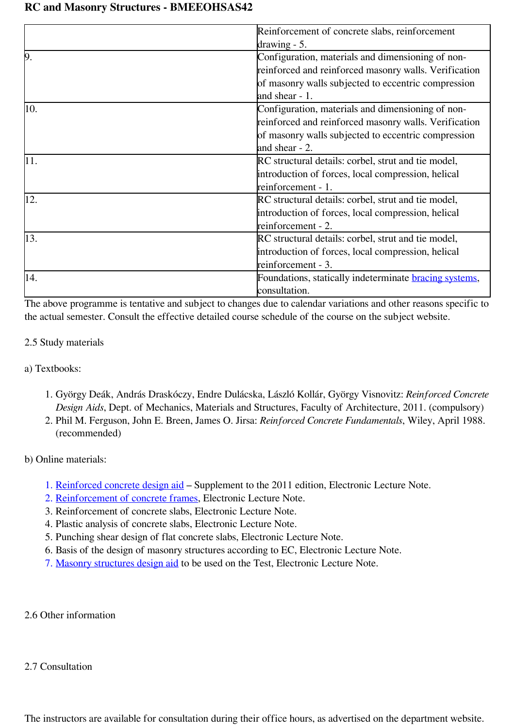| | Reinforcement of concrete slabs, reinforcement drawing - 5. |
|---|---|
| 9. | Configuration, materials and dimensioning of non-reinforced and reinforced masonry walls. Verification of masonry walls subjected to eccentric compression and shear - 1. |
| 10. | Configuration, materials and dimensioning of non-reinforced and reinforced masonry walls. Verification of masonry walls subjected to eccentric compression and shear - 2. |
| 11. | RC structural details: corbel, strut and tie model, introduction of forces, local compression, helical reinforcement - 1. |
| 12. | RC structural details: corbel, strut and tie model, introduction of forces, local compression, helical reinforcement - 2. |
| 13. | RC structural details: corbel, strut and tie model, introduction of forces, local compression, helical reinforcement - 3. |
| 14. | Foundations, statically indeterminate bracing systems, consultation. |

The above programme is tentative and subject to changes due to calendar variations and other reasons specific to the actual semester. Consult the effective detailed course schedule of the course on the subject website.

2.5 Study materials

a) Textbooks:

1. György Deák, András Draskóczy, Endre Dulácska, László Kollár, György Visnovitz: *Reinforced Concrete Design Aids*, Dept. of Mechanics, Materials and Structures, Faculty of Architecture, 2011. (compulsory)
2. Phil M. Ferguson, John E. Breen, James O. Jirsa: *Reinforced Concrete Fundamentals*, Wiley, April 1988. (recommended)

b) Online materials:

1. Reinforced concrete design aid – Supplement to the 2011 edition, Electronic Lecture Note.
2. Reinforcement of concrete frames, Electronic Lecture Note.
3. Reinforcement of concrete slabs, Electronic Lecture Note.
4. Plastic analysis of concrete slabs, Electronic Lecture Note.
5. Punching shear design of flat concrete slabs, Electronic Lecture Note.
6. Basis of the design of masonry structures according to EC, Electronic Lecture Note.
7. Masonry structures design aid to be used on the Test, Electronic Lecture Note.

2.6 Other information

2.7 Consultation

The instructors are available for consultation during their office hours, as advertised on the department website.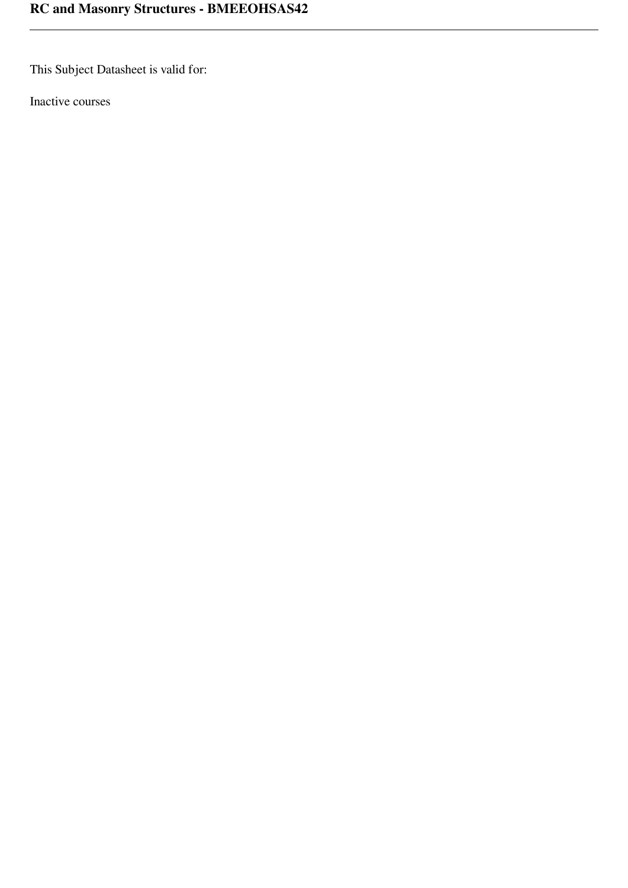# RC and Masonry Structures - BMEEOHSAS42

This Subject Datasheet is valid for:

Inactive courses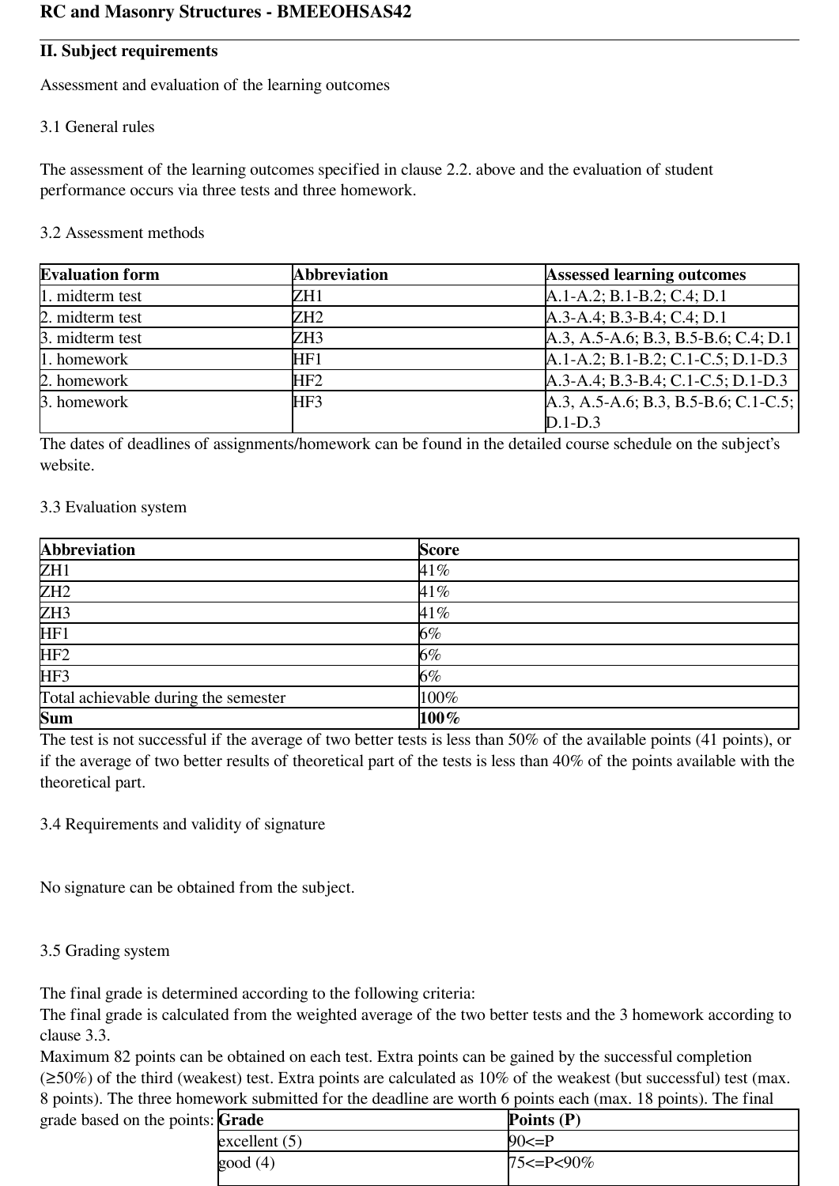## RC and Masonry Structures - BMEEOHSAS42

### II. Subject requirements

Assessment and evaluation of the learning outcomes

3.1 General rules

The assessment of the learning outcomes specified in clause 2.2. above and the evaluation of student performance occurs via three tests and three homework.

3.2 Assessment methods

| Evaluation form | Abbreviation | Assessed learning outcomes |
|---|---|---|
| 1. midterm test | ZH1 | A.1-A.2; B.1-B.2; C.4; D.1 |
| 2. midterm test | ZH2 | A.3-A.4; B.3-B.4; C.4; D.1 |
| 3. midterm test | ZH3 | A.3, A.5-A.6; B.3, B.5-B.6; C.4; D.1 |
| 1. homework | HF1 | A.1-A.2; B.1-B.2; C.1-C.5; D.1-D.3 |
| 2. homework | HF2 | A.3-A.4; B.3-B.4; C.1-C.5; D.1-D.3 |
| 3. homework | HF3 | A.3, A.5-A.6; B.3, B.5-B.6; C.1-C.5; D.1-D.3 |

The dates of deadlines of assignments/homework can be found in the detailed course schedule on the subject's website.

3.3 Evaluation system

| Abbreviation | Score |
|---|---|
| ZH1 | 41% |
| ZH2 | 41% |
| ZH3 | 41% |
| HF1 | 6% |
| HF2 | 6% |
| HF3 | 6% |
| Total achievable during the semester | 100% |
| **Sum** | **100%** |

The test is not successful if the average of two better tests is less than 50% of the available points (41 points), or if the average of two better results of theoretical part of the tests is less than 40% of the points available with the theoretical part.

3.4 Requirements and validity of signature

No signature can be obtained from the subject.

3.5 Grading system

The final grade is determined according to the following criteria:
The final grade is calculated from the weighted average of the two better tests and the 3 homework according to clause 3.3.
Maximum 82 points can be obtained on each test. Extra points can be gained by the successful completion (≥50%) of the third (weakest) test. Extra points are calculated as 10% of the weakest (but successful) test (max. 8 points). The three homework submitted for the deadline are worth 6 points each (max. 18 points). The final grade based on the points:

| Grade | Points (P) |
|---|---|
| excellent (5) | 90<=P |
| good (4) | 75<=P<90% |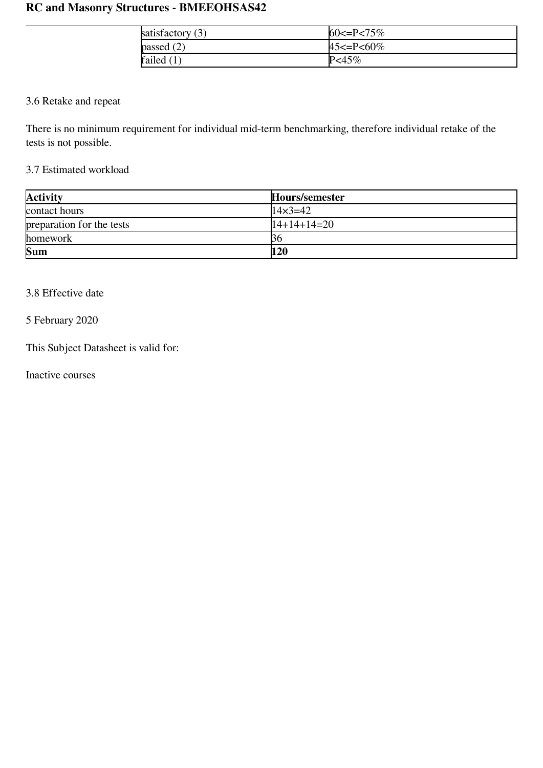| | |
|---|---|
| satisfactory (3) | 60<=P<75% |
| passed (2) | 45<=P<60% |
| failed (1) | P<45% |

3.6 Retake and repeat

There is no minimum requirement for individual mid-term benchmarking, therefore individual retake of the tests is not possible.

3.7 Estimated workload

| **Activity** | **Hours/semester** |
|---|---|
| contact hours | 14×3=42 |
| preparation for the tests | 14+14+14=20 |
| homework | 36 |
| **Sum** | **120** |

3.8 Effective date

5 February 2020

This Subject Datasheet is valid for:

Inactive courses